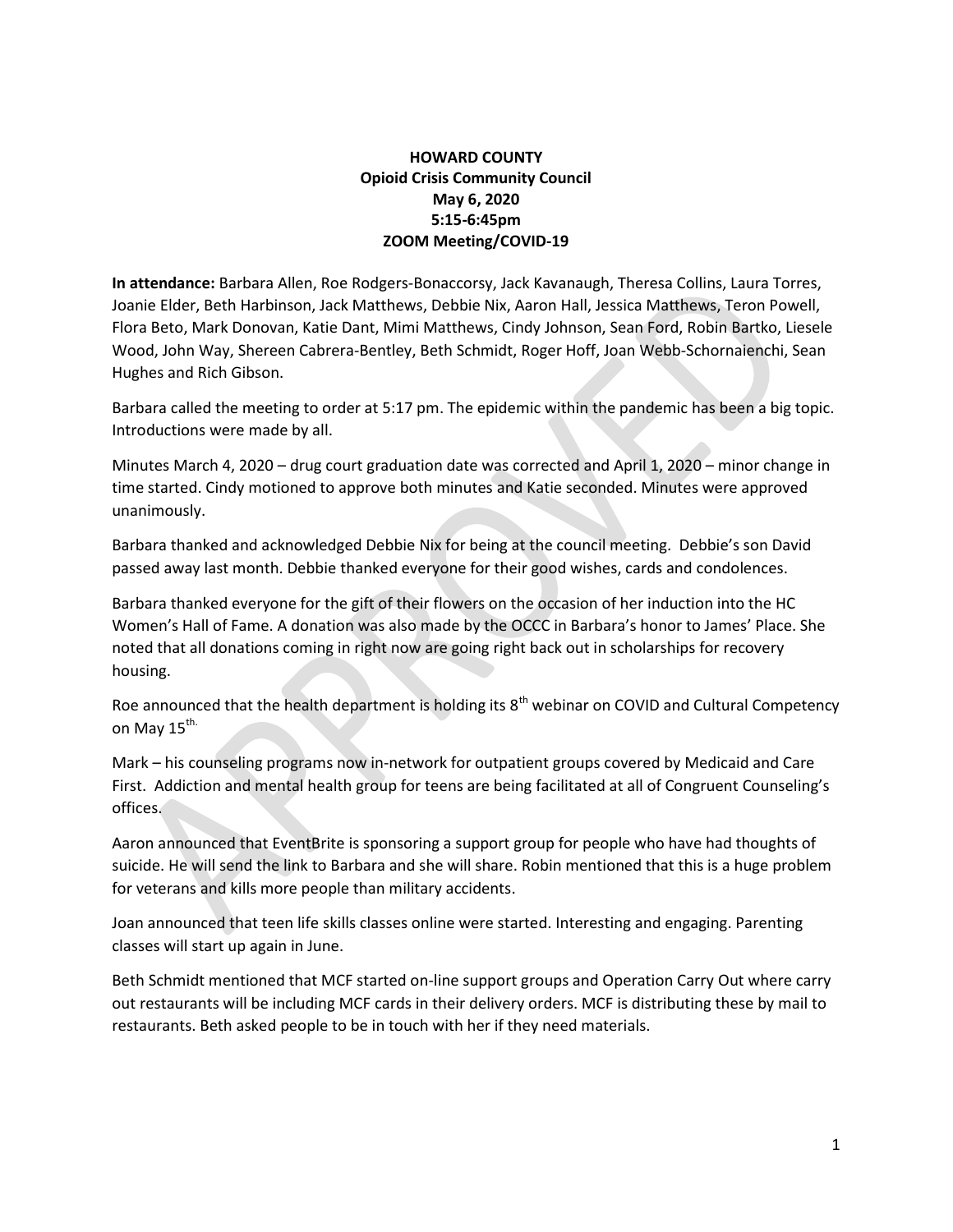**HOWARD COUNTY**
**Opioid Crisis Community Council**
**May 6, 2020**
**5:15-6:45pm**
**ZOOM Meeting/COVID-19**

**In attendance:** Barbara Allen, Roe Rodgers-Bonaccorsy, Jack Kavanaugh, Theresa Collins, Laura Torres, Joanie Elder, Beth Harbinson, Jack Matthews, Debbie Nix, Aaron Hall, Jessica Matthews, Teron Powell, Flora Beto, Mark Donovan, Katie Dant, Mimi Matthews, Cindy Johnson, Sean Ford, Robin Bartko, Liesele Wood, John Way, Shereen Cabrera-Bentley, Beth Schmidt, Roger Hoff, Joan Webb-Schornaienchi, Sean Hughes and Rich Gibson.

Barbara called the meeting to order at 5:17 pm. The epidemic within the pandemic has been a big topic. Introductions were made by all.

Minutes March 4, 2020 – drug court graduation date was corrected and April 1, 2020 – minor change in time started. Cindy motioned to approve both minutes and Katie seconded. Minutes were approved unanimously.

Barbara thanked and acknowledged Debbie Nix for being at the council meeting. Debbie's son David passed away last month. Debbie thanked everyone for their good wishes, cards and condolences.

Barbara thanked everyone for the gift of their flowers on the occasion of her induction into the HC Women's Hall of Fame. A donation was also made by the OCCC in Barbara's honor to James' Place. She noted that all donations coming in right now are going right back out in scholarships for recovery housing.

Roe announced that the health department is holding its 8th webinar on COVID and Cultural Competency on May 15th.

Mark – his counseling programs now in-network for outpatient groups covered by Medicaid and Care First. Addiction and mental health group for teens are being facilitated at all of Congruent Counseling's offices.

Aaron announced that EventBrite is sponsoring a support group for people who have had thoughts of suicide. He will send the link to Barbara and she will share. Robin mentioned that this is a huge problem for veterans and kills more people than military accidents.

Joan announced that teen life skills classes online were started. Interesting and engaging. Parenting classes will start up again in June.

Beth Schmidt mentioned that MCF started on-line support groups and Operation Carry Out where carry out restaurants will be including MCF cards in their delivery orders. MCF is distributing these by mail to restaurants. Beth asked people to be in touch with her if they need materials.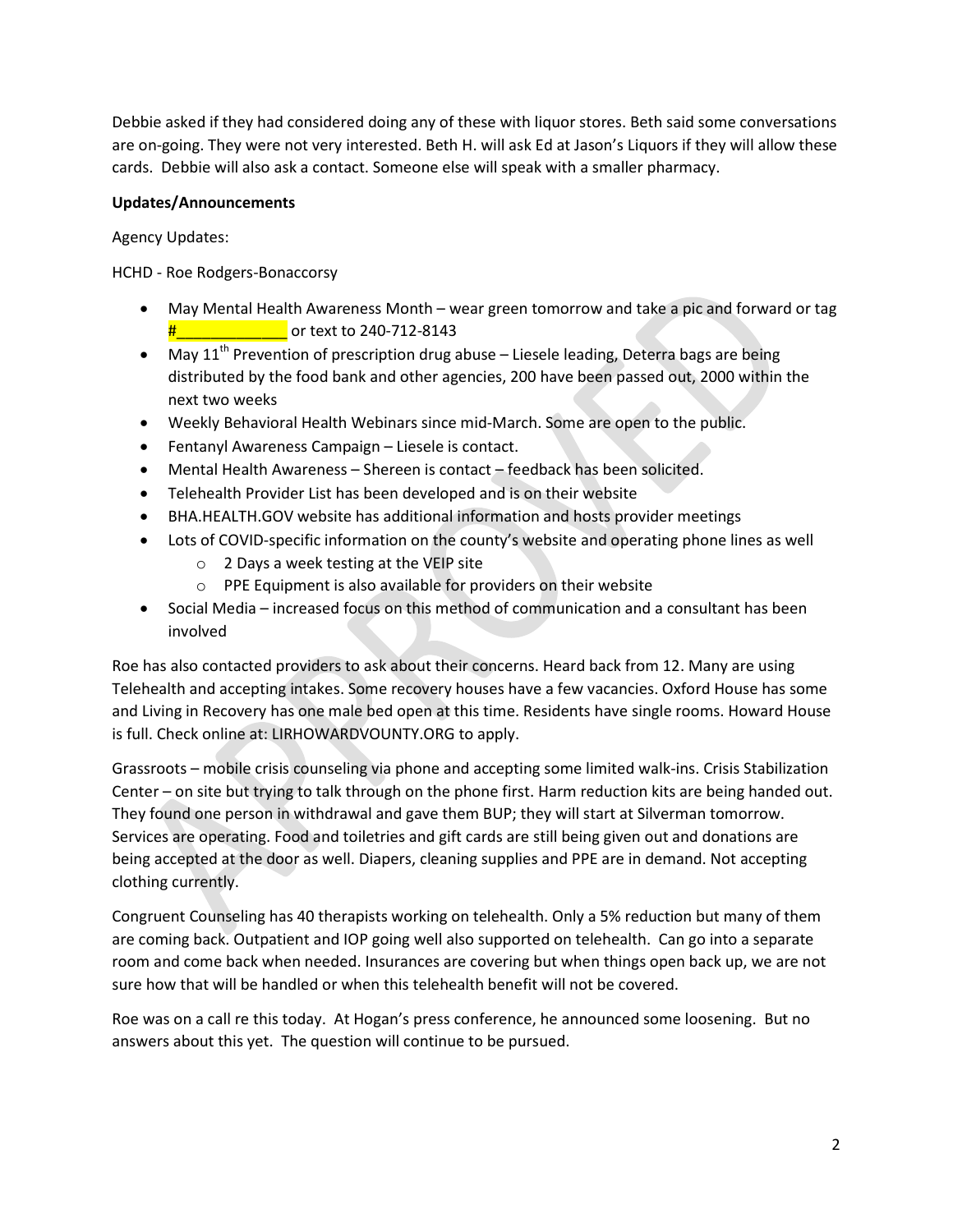Debbie asked if they had considered doing any of these with liquor stores. Beth said some conversations are on-going. They were not very interested. Beth H. will ask Ed at Jason's Liquors if they will allow these cards. Debbie will also ask a contact. Someone else will speak with a smaller pharmacy.

**Updates/Announcements**

Agency Updates:

HCHD - Roe Rodgers-Bonaccorsy

- May Mental Health Awareness Month – wear green tomorrow and take a pic and forward or tag #____________ or text to 240-712-8143
- May 11th Prevention of prescription drug abuse – Liesele leading, Deterra bags are being distributed by the food bank and other agencies, 200 have been passed out, 2000 within the next two weeks
- Weekly Behavioral Health Webinars since mid-March. Some are open to the public.
- Fentanyl Awareness Campaign – Liesele is contact.
- Mental Health Awareness – Shereen is contact – feedback has been solicited.
- Telehealth Provider List has been developed and is on their website
- BHA.HEALTH.GOV website has additional information and hosts provider meetings
- Lots of COVID-specific information on the county's website and operating phone lines as well
  - 2 Days a week testing at the VEIP site
  - PPE Equipment is also available for providers on their website
- Social Media – increased focus on this method of communication and a consultant has been involved

Roe has also contacted providers to ask about their concerns. Heard back from 12. Many are using Telehealth and accepting intakes. Some recovery houses have a few vacancies. Oxford House has some and Living in Recovery has one male bed open at this time. Residents have single rooms. Howard House is full. Check online at: LIRHOWARDVOUNTY.ORG to apply.

Grassroots – mobile crisis counseling via phone and accepting some limited walk-ins. Crisis Stabilization Center – on site but trying to talk through on the phone first. Harm reduction kits are being handed out. They found one person in withdrawal and gave them BUP; they will start at Silverman tomorrow. Services are operating. Food and toiletries and gift cards are still being given out and donations are being accepted at the door as well. Diapers, cleaning supplies and PPE are in demand. Not accepting clothing currently.

Congruent Counseling has 40 therapists working on telehealth. Only a 5% reduction but many of them are coming back. Outpatient and IOP going well also supported on telehealth. Can go into a separate room and come back when needed. Insurances are covering but when things open back up, we are not sure how that will be handled or when this telehealth benefit will not be covered.

Roe was on a call re this today. At Hogan's press conference, he announced some loosening. But no answers about this yet. The question will continue to be pursued.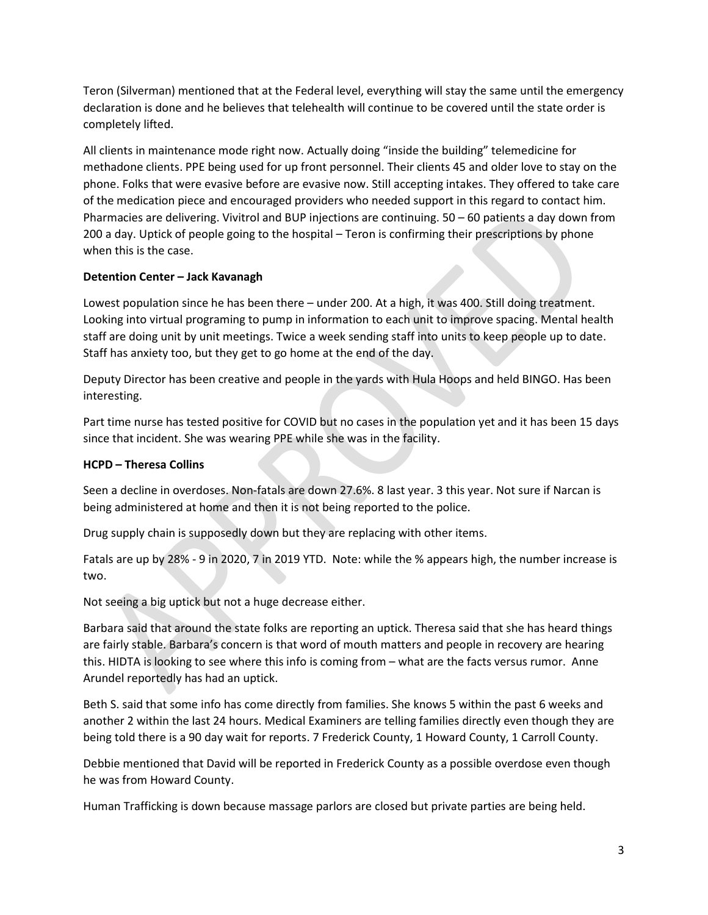Teron (Silverman) mentioned that at the Federal level, everything will stay the same until the emergency declaration is done and he believes that telehealth will continue to be covered until the state order is completely lifted.

All clients in maintenance mode right now. Actually doing "inside the building" telemedicine for methadone clients. PPE being used for up front personnel. Their clients 45 and older love to stay on the phone. Folks that were evasive before are evasive now. Still accepting intakes. They offered to take care of the medication piece and encouraged providers who needed support in this regard to contact him. Pharmacies are delivering. Vivitrol and BUP injections are continuing. 50 – 60 patients a day down from 200 a day. Uptick of people going to the hospital – Teron is confirming their prescriptions by phone when this is the case.

**Detention Center – Jack Kavanagh**

Lowest population since he has been there – under 200. At a high, it was 400. Still doing treatment. Looking into virtual programing to pump in information to each unit to improve spacing. Mental health staff are doing unit by unit meetings. Twice a week sending staff into units to keep people up to date. Staff has anxiety too, but they get to go home at the end of the day.

Deputy Director has been creative and people in the yards with Hula Hoops and held BINGO. Has been interesting.

Part time nurse has tested positive for COVID but no cases in the population yet and it has been 15 days since that incident. She was wearing PPE while she was in the facility.

**HCPD – Theresa Collins**

Seen a decline in overdoses. Non-fatals are down 27.6%. 8 last year. 3 this year. Not sure if Narcan is being administered at home and then it is not being reported to the police.

Drug supply chain is supposedly down but they are replacing with other items.

Fatals are up by 28% - 9 in 2020, 7 in 2019 YTD. Note: while the % appears high, the number increase is two.

Not seeing a big uptick but not a huge decrease either.

Barbara said that around the state folks are reporting an uptick. Theresa said that she has heard things are fairly stable. Barbara's concern is that word of mouth matters and people in recovery are hearing this. HIDTA is looking to see where this info is coming from – what are the facts versus rumor. Anne Arundel reportedly has had an uptick.

Beth S. said that some info has come directly from families. She knows 5 within the past 6 weeks and another 2 within the last 24 hours. Medical Examiners are telling families directly even though they are being told there is a 90 day wait for reports. 7 Frederick County, 1 Howard County, 1 Carroll County.

Debbie mentioned that David will be reported in Frederick County as a possible overdose even though he was from Howard County.

Human Trafficking is down because massage parlors are closed but private parties are being held.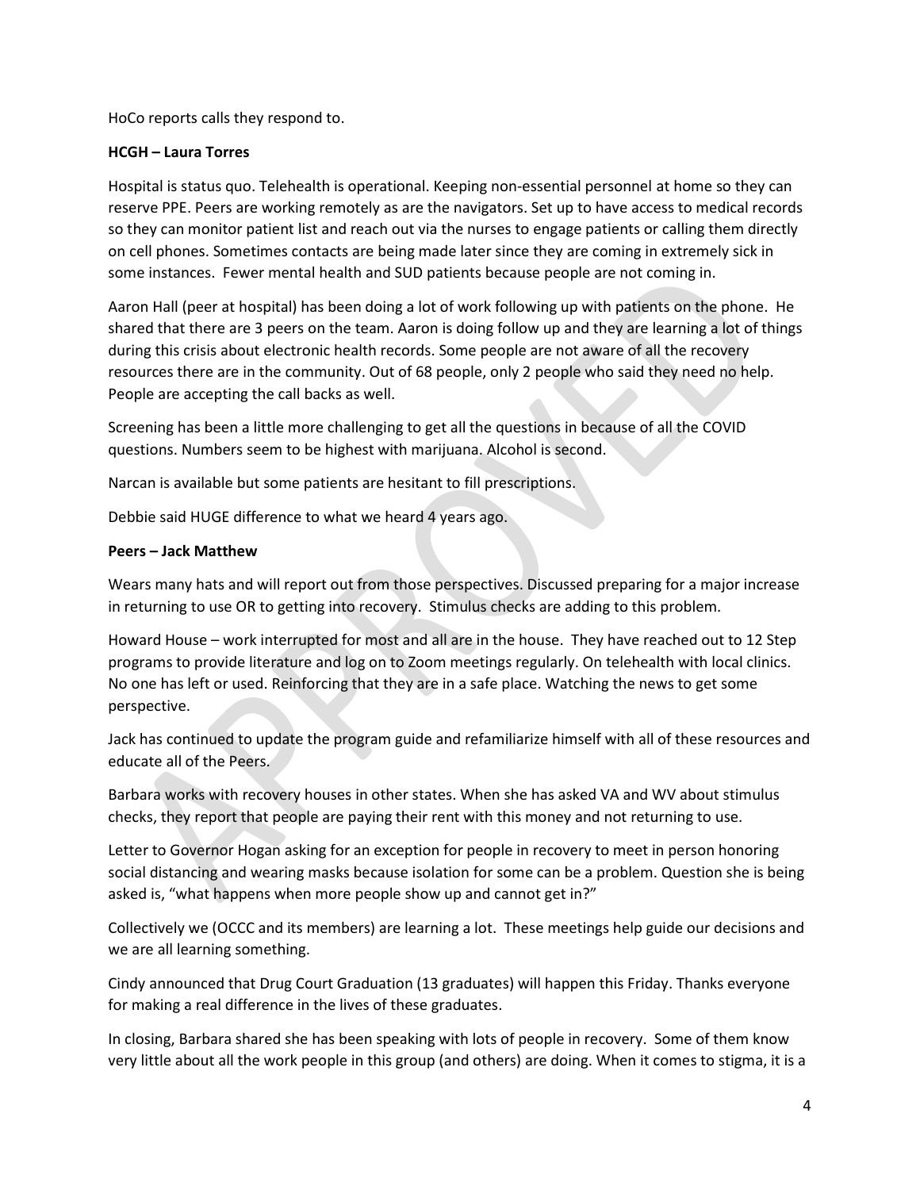HoCo reports calls they respond to.

**HCGH – Laura Torres**

Hospital is status quo. Telehealth is operational. Keeping non-essential personnel at home so they can reserve PPE. Peers are working remotely as are the navigators. Set up to have access to medical records so they can monitor patient list and reach out via the nurses to engage patients or calling them directly on cell phones. Sometimes contacts are being made later since they are coming in extremely sick in some instances. Fewer mental health and SUD patients because people are not coming in.

Aaron Hall (peer at hospital) has been doing a lot of work following up with patients on the phone. He shared that there are 3 peers on the team. Aaron is doing follow up and they are learning a lot of things during this crisis about electronic health records. Some people are not aware of all the recovery resources there are in the community. Out of 68 people, only 2 people who said they need no help. People are accepting the call backs as well.

Screening has been a little more challenging to get all the questions in because of all the COVID questions. Numbers seem to be highest with marijuana. Alcohol is second.

Narcan is available but some patients are hesitant to fill prescriptions.

Debbie said HUGE difference to what we heard 4 years ago.

**Peers – Jack Matthew**

Wears many hats and will report out from those perspectives. Discussed preparing for a major increase in returning to use OR to getting into recovery. Stimulus checks are adding to this problem.

Howard House – work interrupted for most and all are in the house. They have reached out to 12 Step programs to provide literature and log on to Zoom meetings regularly. On telehealth with local clinics. No one has left or used. Reinforcing that they are in a safe place. Watching the news to get some perspective.

Jack has continued to update the program guide and refamiliarize himself with all of these resources and educate all of the Peers.

Barbara works with recovery houses in other states. When she has asked VA and WV about stimulus checks, they report that people are paying their rent with this money and not returning to use.

Letter to Governor Hogan asking for an exception for people in recovery to meet in person honoring social distancing and wearing masks because isolation for some can be a problem. Question she is being asked is, "what happens when more people show up and cannot get in?"

Collectively we (OCCC and its members) are learning a lot. These meetings help guide our decisions and we are all learning something.

Cindy announced that Drug Court Graduation (13 graduates) will happen this Friday. Thanks everyone for making a real difference in the lives of these graduates.

In closing, Barbara shared she has been speaking with lots of people in recovery. Some of them know very little about all the work people in this group (and others) are doing. When it comes to stigma, it is a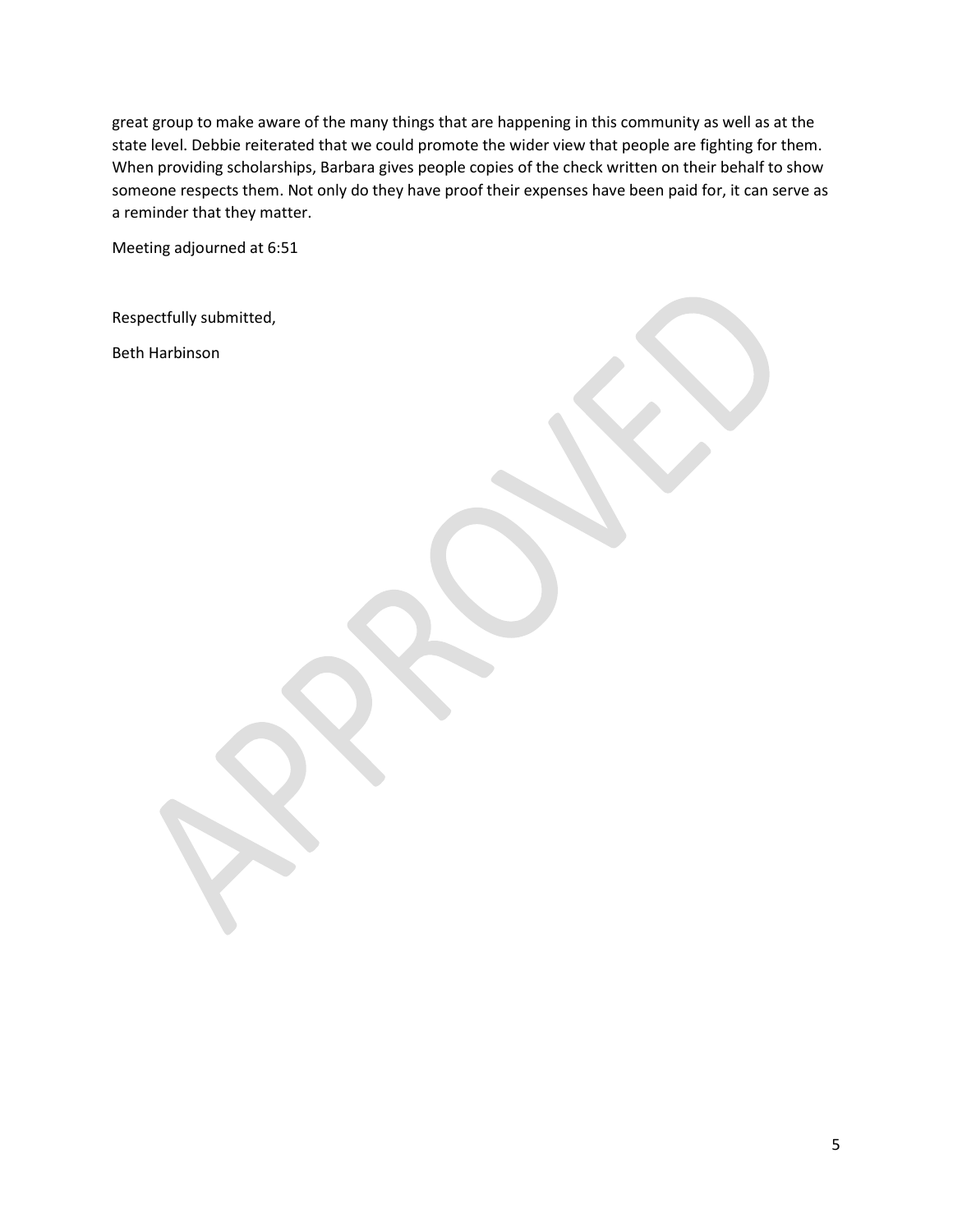great group to make aware of the many things that are happening in this community as well as at the state level. Debbie reiterated that we could promote the wider view that people are fighting for them. When providing scholarships, Barbara gives people copies of the check written on their behalf to show someone respects them. Not only do they have proof their expenses have been paid for, it can serve as a reminder that they matter.

Meeting adjourned at 6:51

Respectfully submitted,

Beth Harbinson